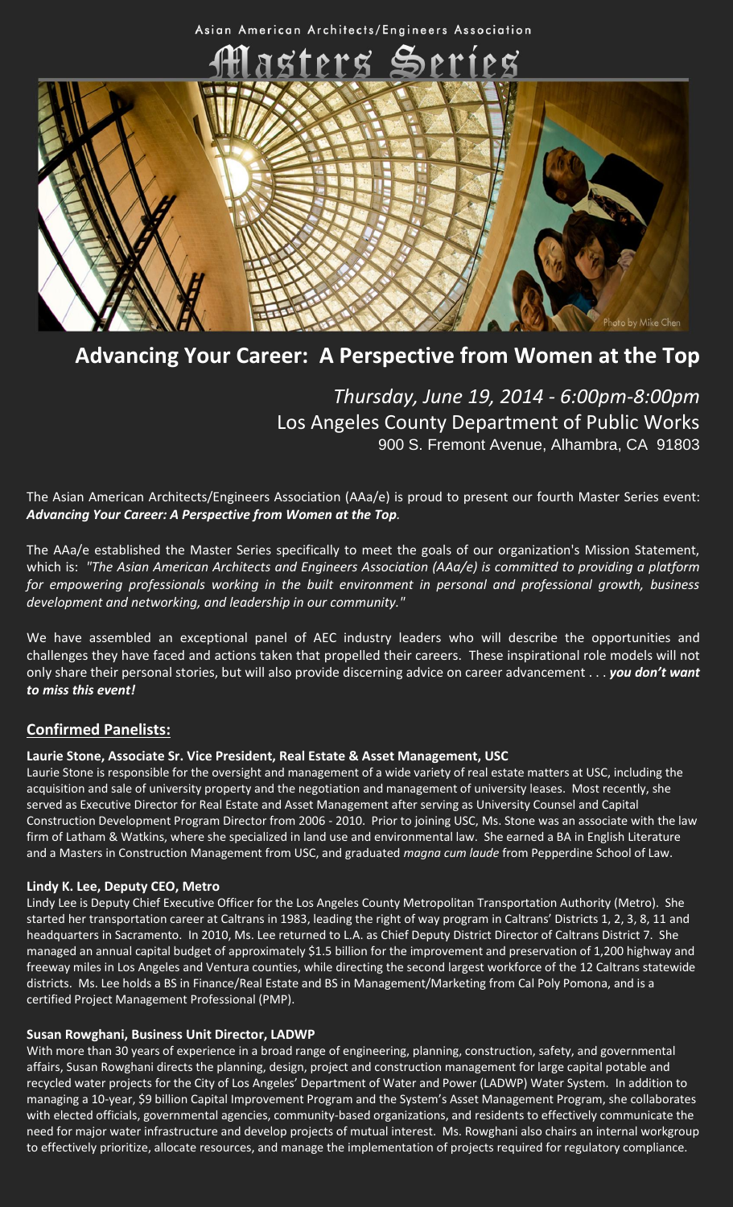Asian American Architects/Engineers Association

# Masters Series

Photo by Mike Chen

# Advancing Your Career: A Perspective from Women at the Top

*Thursday, June 19, 2014 - 6:00pm-8:00pm*
Los Angeles County Department of Public Works
900 S. Fremont Avenue, Alhambra, CA 91803

The Asian American Architects/Engineers Association (AAa/e) is proud to present our fourth Master Series event: ***Advancing Your Career: A Perspective from Women at the Top*.**

The AAa/e established the Master Series specifically to meet the goals of our organization's Mission Statement, which is: *"The Asian American Architects and Engineers Association (AAa/e) is committed to providing a platform for empowering professionals working in the built environment in personal and professional growth, business development and networking, and leadership in our community."*

We have assembled an exceptional panel of AEC industry leaders who will describe the opportunities and challenges they have faced and actions taken that propelled their careers. These inspirational role models will not only share their personal stories, but will also provide discerning advice on career advancement . . . ***you don't want to miss this event!***

## Confirmed Panelists:

**Laurie Stone, Associate Sr. Vice President, Real Estate & Asset Management, USC**

Laurie Stone is responsible for the oversight and management of a wide variety of real estate matters at USC, including the acquisition and sale of university property and the negotiation and management of university leases. Most recently, she served as Executive Director for Real Estate and Asset Management after serving as University Counsel and Capital Construction Development Program Director from 2006 - 2010. Prior to joining USC, Ms. Stone was an associate with the law firm of Latham & Watkins, where she specialized in land use and environmental law. She earned a BA in English Literature and a Masters in Construction Management from USC, and graduated *magna cum laude* from Pepperdine School of Law.

**Lindy K. Lee, Deputy CEO, Metro**

Lindy Lee is Deputy Chief Executive Officer for the Los Angeles County Metropolitan Transportation Authority (Metro). She started her transportation career at Caltrans in 1983, leading the right of way program in Caltrans' Districts 1, 2, 3, 8, 11 and headquarters in Sacramento. In 2010, Ms. Lee returned to L.A. as Chief Deputy District Director of Caltrans District 7. She managed an annual capital budget of approximately $1.5 billion for the improvement and preservation of 1,200 highway and freeway miles in Los Angeles and Ventura counties, while directing the second largest workforce of the 12 Caltrans statewide districts. Ms. Lee holds a BS in Finance/Real Estate and BS in Management/Marketing from Cal Poly Pomona, and is a certified Project Management Professional (PMP).

**Susan Rowghani, Business Unit Director, LADWP**

With more than 30 years of experience in a broad range of engineering, planning, construction, safety, and governmental affairs, Susan Rowghani directs the planning, design, project and construction management for large capital potable and recycled water projects for the City of Los Angeles' Department of Water and Power (LADWP) Water System. In addition to managing a 10-year, $9 billion Capital Improvement Program and the System's Asset Management Program, she collaborates with elected officials, governmental agencies, community-based organizations, and residents to effectively communicate the need for major water infrastructure and develop projects of mutual interest. Ms. Rowghani also chairs an internal workgroup to effectively prioritize, allocate resources, and manage the implementation of projects required for regulatory compliance.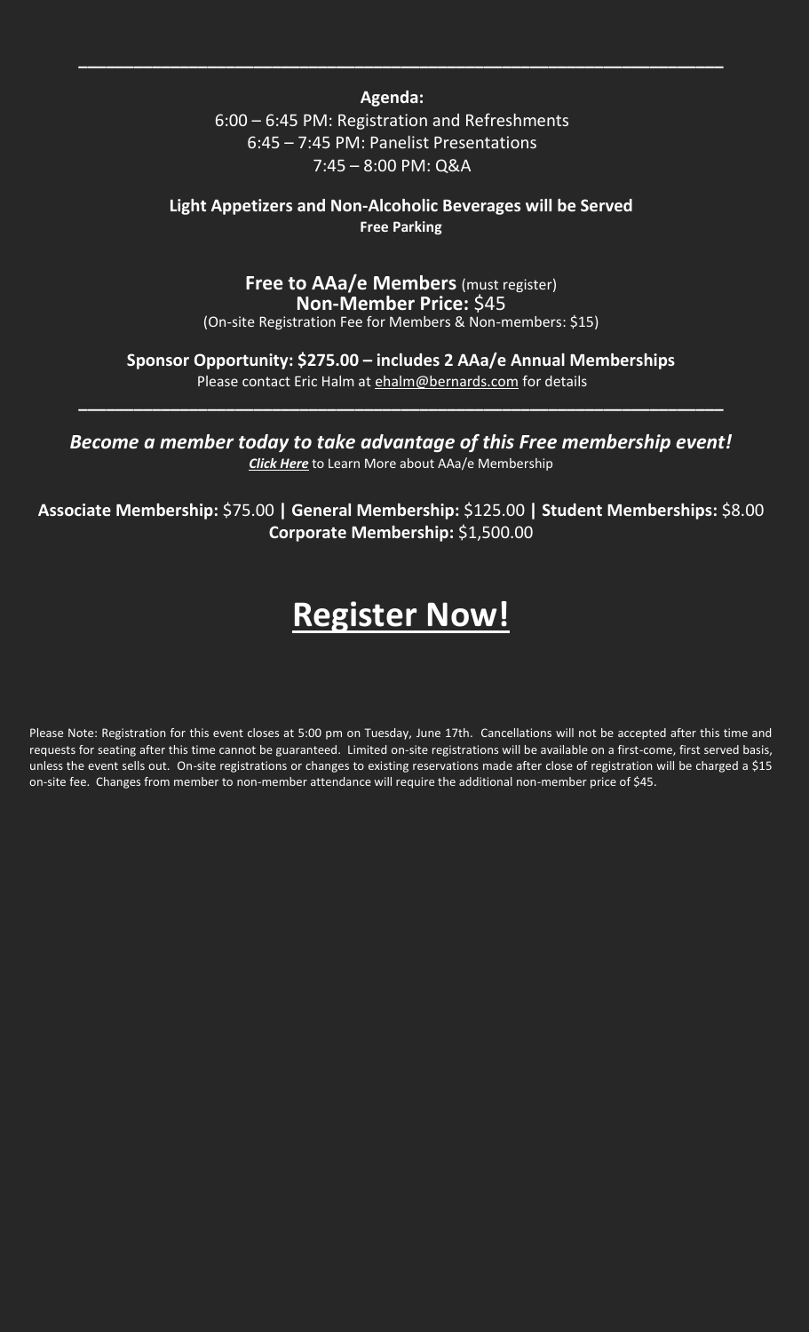**Agenda:**

6:00 – 6:45 PM: Registration and Refreshments
6:45 – 7:45 PM: Panelist Presentations
7:45 – 8:00 PM: Q&A

**Light Appetizers and Non-Alcoholic Beverages will be Served**

**Free Parking**

**Free to AAa/e Members** (must register)

**Non-Member Price:** $45

(On-site Registration Fee for Members & Non-members: $15)

**Sponsor Opportunity: $275.00 – includes 2 AAa/e Annual Memberships**

Please contact Eric Halm at ehalm@bernards.com for details

***Become a member today to take advantage of this Free membership event!***

***Click Here*** to Learn More about AAa/e Membership

**Associate Membership:** $75.00 **| General Membership:** $125.00 **| Student Memberships:** $8.00

**Corporate Membership:** $1,500.00

# Register Now!

Please Note: Registration for this event closes at 5:00 pm on Tuesday, June 17th. Cancellations will not be accepted after this time and requests for seating after this time cannot be guaranteed. Limited on-site registrations will be available on a first-come, first served basis, unless the event sells out. On-site registrations or changes to existing reservations made after close of registration will be charged a $15 on-site fee. Changes from member to non-member attendance will require the additional non-member price of $45.